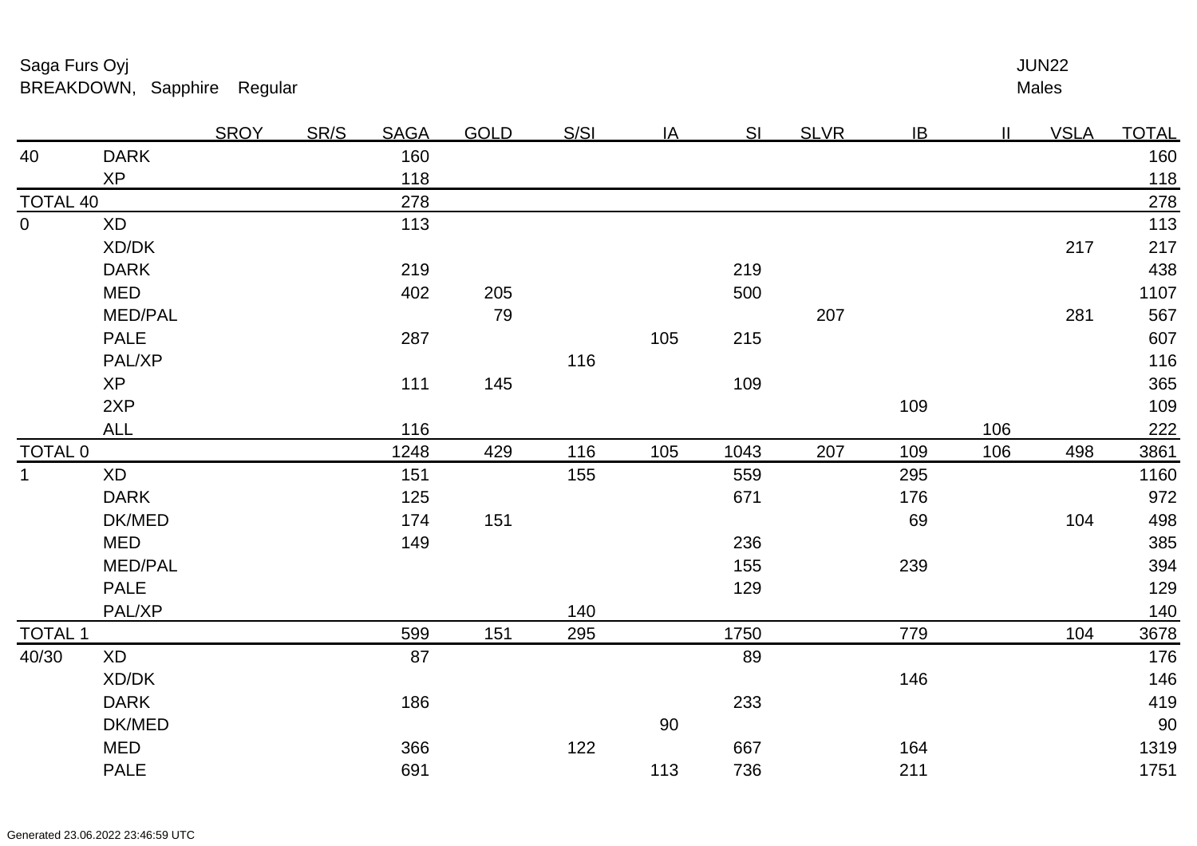Saga Furs Oyj

BREAKDOWN, Sapphire Regular

JUN22

Males

| | | SROY | SR/S | SAGA | GOLD | S/SI | IA | SI | SLVR | IB | II | VSLA | TOTAL |
|---|---|---|---|---|---|---|---|---|---|---|---|---|---|
| 40 | DARK | | | 160 | | | | | | | | | 160 |
| | XP | | | 118 | | | | | | | | | 118 |
| TOTAL 40 | | | | 278 | | | | | | | | | 278 |
| 0 | XD | | | 113 | | | | | | | | | 113 |
| | XD/DK | | | | | | | | | | | 217 | 217 |
| | DARK | | | 219 | | | | 219 | | | | | 438 |
| | MED | | | 402 | 205 | | | 500 | | | | | 1107 |
| | MED/PAL | | | | 79 | | | | 207 | | | 281 | 567 |
| | PALE | | | 287 | | | 105 | 215 | | | | | 607 |
| | PAL/XP | | | | | 116 | | | | | | | 116 |
| | XP | | | 111 | 145 | | | 109 | | | | | 365 |
| | 2XP | | | | | | | | | 109 | | | 109 |
| | ALL | | | 116 | | | | | | | 106 | | 222 |
| TOTAL 0 | | | | 1248 | 429 | 116 | 105 | 1043 | 207 | 109 | 106 | 498 | 3861 |
| 1 | XD | | | 151 | | 155 | | 559 | | 295 | | | 1160 |
| | DARK | | | 125 | | | | 671 | | 176 | | | 972 |
| | DK/MED | | | 174 | 151 | | | | | 69 | | 104 | 498 |
| | MED | | | 149 | | | | 236 | | | | | 385 |
| | MED/PAL | | | | | | | 155 | | 239 | | | 394 |
| | PALE | | | | | | | 129 | | | | | 129 |
| | PAL/XP | | | | | 140 | | | | | | | 140 |
| TOTAL 1 | | | | 599 | 151 | 295 | | 1750 | | 779 | | 104 | 3678 |
| 40/30 | XD | | | 87 | | | | 89 | | | | | 176 |
| | XD/DK | | | | | | | | | 146 | | | 146 |
| | DARK | | | 186 | | | | 233 | | | | | 419 |
| | DK/MED | | | | | | 90 | | | | | | 90 |
| | MED | | | 366 | | 122 | | 667 | | 164 | | | 1319 |
| | PALE | | | 691 | | | 113 | 736 | | 211 | | | 1751 |

Generated 23.06.2022 23:46:59 UTC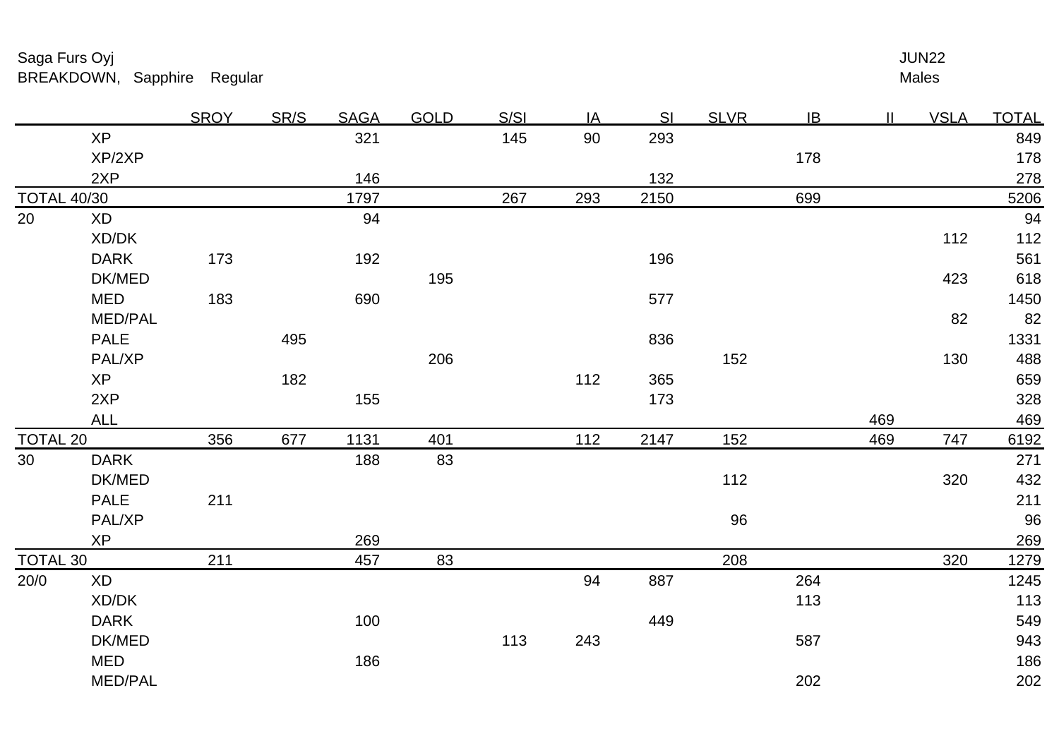Saga Furs Oyj

BREAKDOWN, Sapphire Regular

JUN22

Males

| | | SROY | SR/S | SAGA | GOLD | S/SI | IA | SI | SLVR | IB | II | VSLA | TOTAL |
|---|---|---|---|---|---|---|---|---|---|---|---|---|---|
| | XP | | | 321 | | 145 | 90 | 293 | | | | | 849 |
| | XP/2XP | | | | | | | | | 178 | | | 178 |
| | 2XP | | | 146 | | | | 132 | | | | | 278 |
| TOTAL 40/30 | | | | 1797 | | 267 | 293 | 2150 | | 699 | | | 5206 |
| 20 | XD | | | 94 | | | | | | | | | 94 |
| | XD/DK | | | | | | | | | | | 112 | 112 |
| | DARK | 173 | | 192 | | | | 196 | | | | | 561 |
| | DK/MED | | | | 195 | | | | | | | 423 | 618 |
| | MED | 183 | | 690 | | | | 577 | | | | | 1450 |
| | MED/PAL | | | | | | | | | | | 82 | 82 |
| | PALE | | 495 | | | | | 836 | | | | | 1331 |
| | PAL/XP | | | | 206 | | | | 152 | | | 130 | 488 |
| | XP | | 182 | | | | 112 | 365 | | | | | 659 |
| | 2XP | | | 155 | | | | 173 | | | | | 328 |
| | ALL | | | | | | | | | | 469 | | 469 |
| TOTAL 20 | | 356 | 677 | 1131 | 401 | | 112 | 2147 | 152 | | 469 | 747 | 6192 |
| 30 | DARK | | | 188 | 83 | | | | | | | | 271 |
| | DK/MED | | | | | | | | 112 | | | 320 | 432 |
| | PALE | 211 | | | | | | | | | | | 211 |
| | PAL/XP | | | | | | | | 96 | | | | 96 |
| | XP | | | 269 | | | | | | | | | 269 |
| TOTAL 30 | | 211 | | 457 | 83 | | | | 208 | | | 320 | 1279 |
| 20/0 | XD | | | | | | 94 | 887 | | 264 | | | 1245 |
| | XD/DK | | | | | | | | | 113 | | | 113 |
| | DARK | | | 100 | | | | 449 | | | | | 549 |
| | DK/MED | | | | | 113 | 243 | | | 587 | | | 943 |
| | MED | | | 186 | | | | | | | | | 186 |
| | MED/PAL | | | | | | | | | 202 | | | 202 |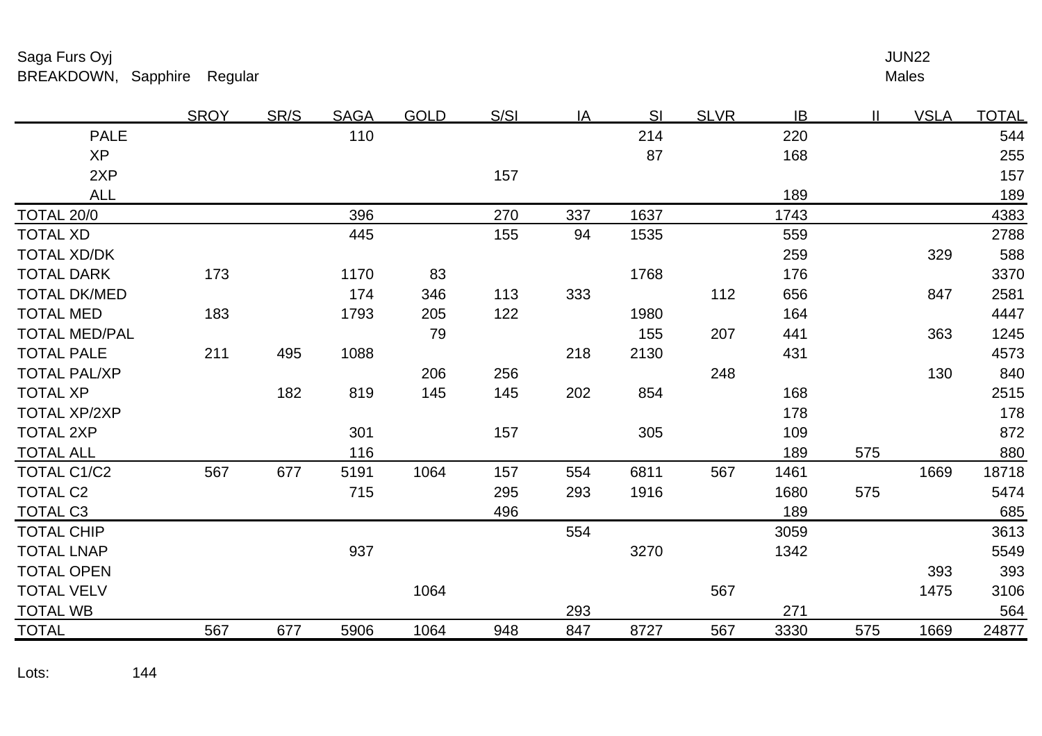Saga Furs Oyj

BREAKDOWN, Sapphire Regular

JUN22

Males

| | SROY | SR/S | SAGA | GOLD | S/SI | IA | SI | SLVR | IB | II | VSLA | TOTAL |
|---|---|---|---|---|---|---|---|---|---|---|---|---|
| PALE | | | 110 | | | | 214 | | 220 | | | 544 |
| XP | | | | | | | 87 | | 168 | | | 255 |
| 2XP | | | | | 157 | | | | | | | 157 |
| ALL | | | | | | | | | 189 | | | 189 |
| TOTAL 20/0 | | | 396 | | 270 | 337 | 1637 | | 1743 | | | 4383 |
| TOTAL XD | | | 445 | | 155 | 94 | 1535 | | 559 | | | 2788 |
| TOTAL XD/DK | | | | | | | | | 259 | | 329 | 588 |
| TOTAL DARK | 173 | | 1170 | 83 | | | 1768 | | 176 | | | 3370 |
| TOTAL DK/MED | | | 174 | 346 | 113 | 333 | | 112 | 656 | | 847 | 2581 |
| TOTAL MED | 183 | | 1793 | 205 | 122 | | 1980 | | 164 | | | 4447 |
| TOTAL MED/PAL | | | | 79 | | | 155 | 207 | 441 | | 363 | 1245 |
| TOTAL PALE | 211 | 495 | 1088 | | | 218 | 2130 | | 431 | | | 4573 |
| TOTAL PAL/XP | | | | 206 | 256 | | | 248 | | | 130 | 840 |
| TOTAL XP | | 182 | 819 | 145 | 145 | 202 | 854 | | 168 | | | 2515 |
| TOTAL XP/2XP | | | | | | | | | 178 | | | 178 |
| TOTAL 2XP | | | 301 | | 157 | | 305 | | 109 | | | 872 |
| TOTAL ALL | | | 116 | | | | | | 189 | 575 | | 880 |
| TOTAL C1/C2 | 567 | 677 | 5191 | 1064 | 157 | 554 | 6811 | 567 | 1461 | | 1669 | 18718 |
| TOTAL C2 | | | 715 | | 295 | 293 | 1916 | | 1680 | 575 | | 5474 |
| TOTAL C3 | | | | | 496 | | | | 189 | | | 685 |
| TOTAL CHIP | | | | | | 554 | | | 3059 | | | 3613 |
| TOTAL LNAP | | | 937 | | | | 3270 | | 1342 | | | 5549 |
| TOTAL OPEN | | | | | | | | | | | 393 | 393 |
| TOTAL VELV | | | | 1064 | | | | 567 | | | 1475 | 3106 |
| TOTAL WB | | | | | | 293 | | | 271 | | | 564 |
| TOTAL | 567 | 677 | 5906 | 1064 | 948 | 847 | 8727 | 567 | 3330 | 575 | 1669 | 24877 |

Lots: 144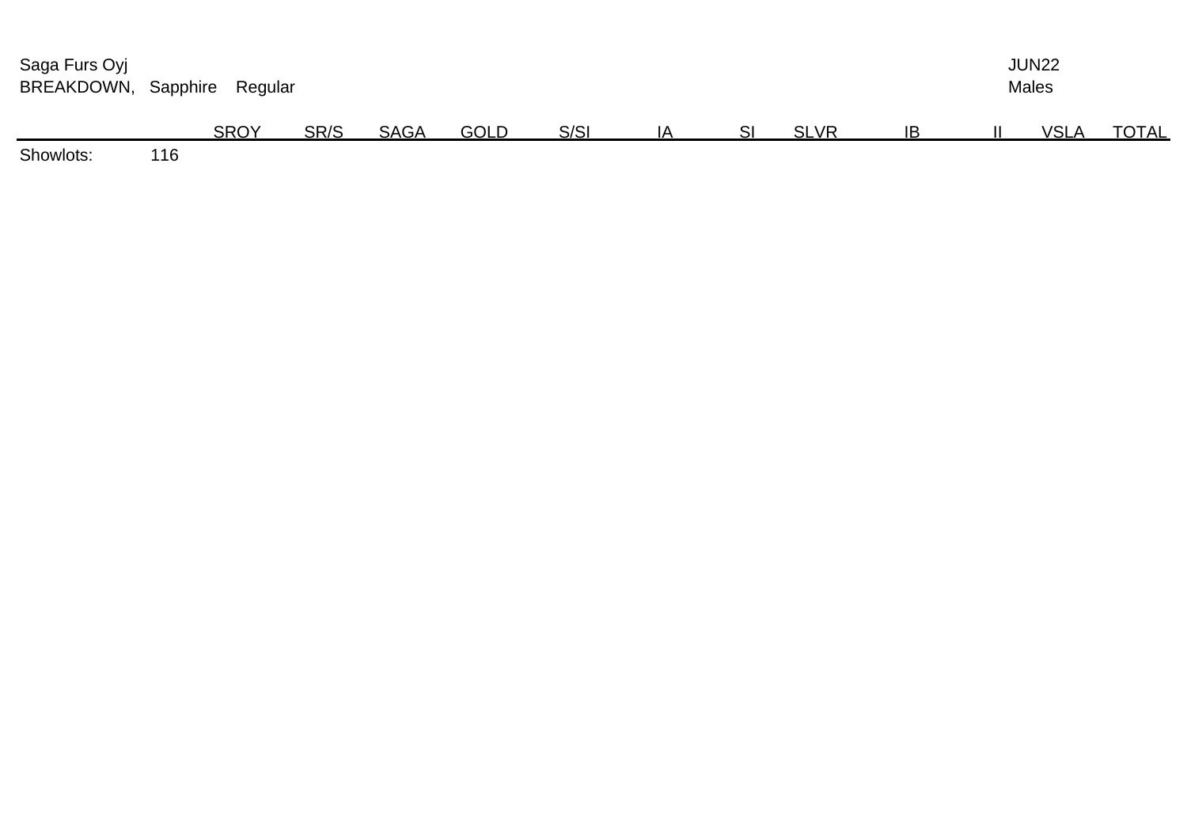Saga Furs Oyj

BREAKDOWN, Sapphire Regular

JUN22

Males

| | SROY | SR/S | SAGA | GOLD | S/SI | IA | SI | SLVR | IB | II | VSLA | TOTAL |
|---|---|---|---|---|---|---|---|---|---|---|---|---|
| Showlots: 116 | | | | | | | | | | | | |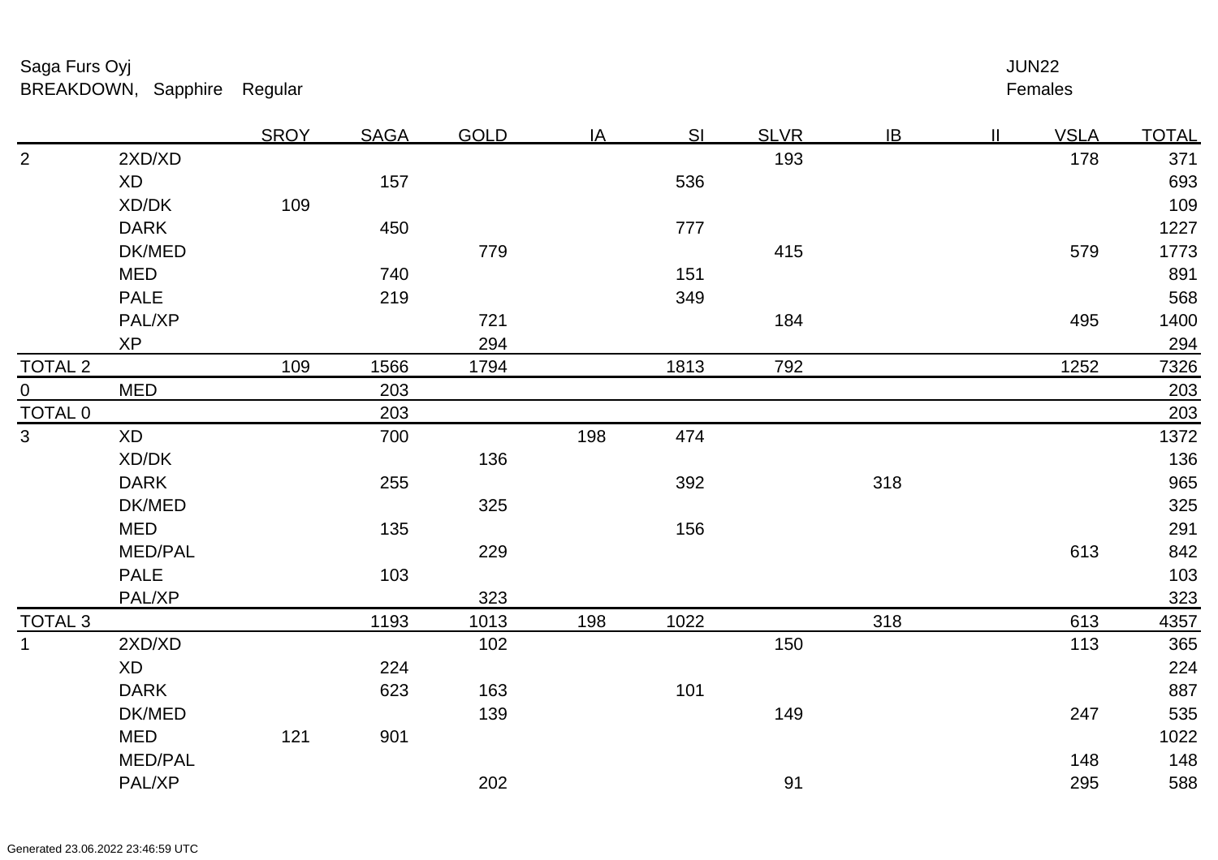Saga Furs Oyj
BREAKDOWN, Sapphire Regular

JUN22
Females

| | | SROY | SAGA | GOLD | IA | SI | SLVR | IB | II | VSLA | TOTAL |
|---|---|---|---|---|---|---|---|---|---|---|---|
| 2 | 2XD/XD | | | | | | 193 | | | 178 | 371 |
| | XD | | 157 | | | 536 | | | | | 693 |
| | XD/DK | 109 | | | | | | | | | 109 |
| | DARK | | 450 | | | 777 | | | | | 1227 |
| | DK/MED | | | 779 | | | 415 | | | 579 | 1773 |
| | MED | | 740 | | | 151 | | | | | 891 |
| | PALE | | 219 | | | 349 | | | | | 568 |
| | PAL/XP | | | 721 | | | 184 | | | 495 | 1400 |
| | XP | | | 294 | | | | | | | 294 |
| TOTAL 2 | | 109 | 1566 | 1794 | | 1813 | 792 | | | 1252 | 7326 |
| 0 | MED | | 203 | | | | | | | | 203 |
| TOTAL 0 | | | 203 | | | | | | | | 203 |
| 3 | XD | | 700 | | 198 | 474 | | | | | 1372 |
| | XD/DK | | | 136 | | | | | | | 136 |
| | DARK | | 255 | | | 392 | | 318 | | | 965 |
| | DK/MED | | | 325 | | | | | | | 325 |
| | MED | | 135 | | | 156 | | | | | 291 |
| | MED/PAL | | | 229 | | | | | | 613 | 842 |
| | PALE | | 103 | | | | | | | | 103 |
| | PAL/XP | | | 323 | | | | | | | 323 |
| TOTAL 3 | | | 1193 | 1013 | 198 | 1022 | | 318 | | 613 | 4357 |
| 1 | 2XD/XD | | | 102 | | | 150 | | | 113 | 365 |
| | XD | | 224 | | | | | | | | 224 |
| | DARK | | 623 | 163 | | 101 | | | | | 887 |
| | DK/MED | | | 139 | | | 149 | | | 247 | 535 |
| | MED | 121 | 901 | | | | | | | | 1022 |
| | MED/PAL | | | | | | | | | 148 | 148 |
| | PAL/XP | | | 202 | | | 91 | | | 295 | 588 |

Generated 23.06.2022 23:46:59 UTC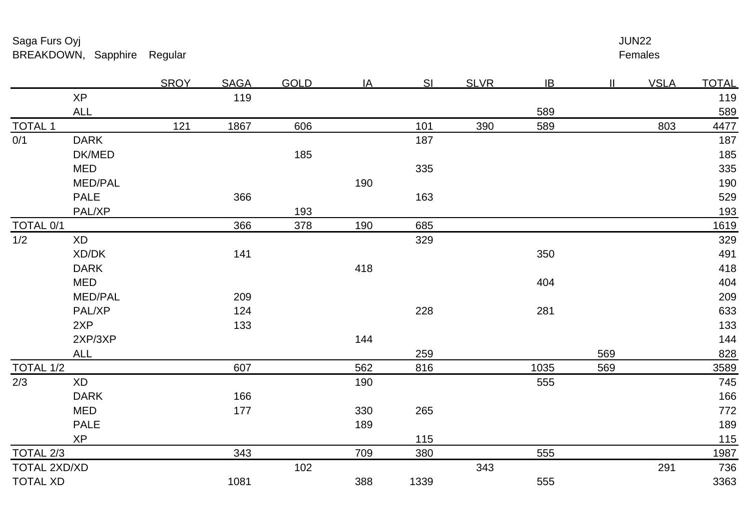Saga Furs Oyj

BREAKDOWN, Sapphire Regular

JUN22

Females

| | | SROY | SAGA | GOLD | IA | SI | SLVR | IB | II | VSLA | TOTAL |
|---|---|---|---|---|---|---|---|---|---|---|---|
| | XP | | 119 | | | | | | | | 119 |
| | ALL | | | | | | | 589 | | | 589 |
| TOTAL 1 | | 121 | 1867 | 606 | | 101 | 390 | 589 | | 803 | 4477 |
| 0/1 | DARK | | | | | 187 | | | | | 187 |
| | DK/MED | | | 185 | | | | | | | 185 |
| | MED | | | | | 335 | | | | | 335 |
| | MED/PAL | | | | 190 | | | | | | 190 |
| | PALE | | 366 | | | 163 | | | | | 529 |
| | PAL/XP | | | 193 | | | | | | | 193 |
| TOTAL 0/1 | | | 366 | 378 | 190 | 685 | | | | | 1619 |
| 1/2 | XD | | | | | 329 | | | | | 329 |
| | XD/DK | | 141 | | | | | 350 | | | 491 |
| | DARK | | | | 418 | | | | | | 418 |
| | MED | | | | | | | 404 | | | 404 |
| | MED/PAL | | 209 | | | | | | | | 209 |
| | PAL/XP | | 124 | | | 228 | | 281 | | | 633 |
| | 2XP | | 133 | | | | | | | | 133 |
| | 2XP/3XP | | | | 144 | | | | | | 144 |
| | ALL | | | | | 259 | | | 569 | | 828 |
| TOTAL 1/2 | | | 607 | | 562 | 816 | | 1035 | 569 | | 3589 |
| 2/3 | XD | | | | 190 | | | 555 | | | 745 |
| | DARK | | 166 | | | | | | | | 166 |
| | MED | | 177 | | 330 | 265 | | | | | 772 |
| | PALE | | | | 189 | | | | | | 189 |
| | XP | | | | | 115 | | | | | 115 |
| TOTAL 2/3 | | | 343 | | 709 | 380 | | 555 | | | 1987 |
| TOTAL 2XD/XD | | | | 102 | | | 343 | | | 291 | 736 |
| TOTAL XD | | | 1081 | | 388 | 1339 | | 555 | | | 3363 |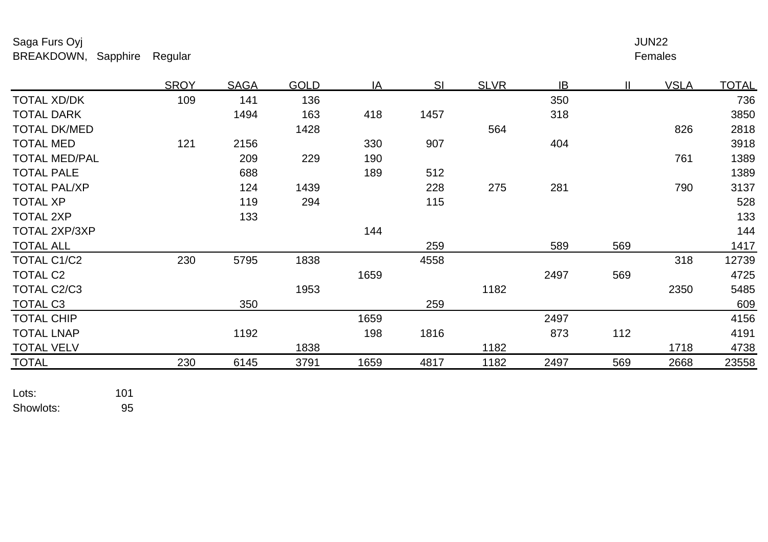Saga Furs Oyj
BREAKDOWN, Sapphire Regular

JUN22
Females

| | SROY | SAGA | GOLD | IA | SI | SLVR | IB | II | VSLA | TOTAL |
|---|---|---|---|---|---|---|---|---|---|---|
| TOTAL XD/DK | 109 | 141 | 136 | | | | 350 | | | 736 |
| TOTAL DARK | | 1494 | 163 | 418 | 1457 | | 318 | | | 3850 |
| TOTAL DK/MED | | | 1428 | | | 564 | | | 826 | 2818 |
| TOTAL MED | 121 | 2156 | | 330 | 907 | | 404 | | | 3918 |
| TOTAL MED/PAL | | 209 | 229 | 190 | | | | | 761 | 1389 |
| TOTAL PALE | | 688 | | 189 | 512 | | | | | 1389 |
| TOTAL PAL/XP | | 124 | 1439 | | 228 | 275 | 281 | | 790 | 3137 |
| TOTAL XP | | 119 | 294 | | 115 | | | | | 528 |
| TOTAL 2XP | | 133 | | | | | | | | 133 |
| TOTAL 2XP/3XP | | | | 144 | | | | | | 144 |
| TOTAL ALL | | | | | 259 | | 589 | 569 | | 1417 |
| TOTAL C1/C2 | 230 | 5795 | 1838 | | 4558 | | | | 318 | 12739 |
| TOTAL C2 | | | | 1659 | | | 2497 | 569 | | 4725 |
| TOTAL C2/C3 | | | 1953 | | | 1182 | | | 2350 | 5485 |
| TOTAL C3 | | 350 | | | 259 | | | | | 609 |
| TOTAL CHIP | | | | 1659 | | | 2497 | | | 4156 |
| TOTAL LNAP | | 1192 | | 198 | 1816 | | 873 | 112 | | 4191 |
| TOTAL VELV | | | 1838 | | | 1182 | | | 1718 | 4738 |
| TOTAL | 230 | 6145 | 3791 | 1659 | 4817 | 1182 | 2497 | 569 | 2668 | 23558 |

Lots: 101
Showlots: 95